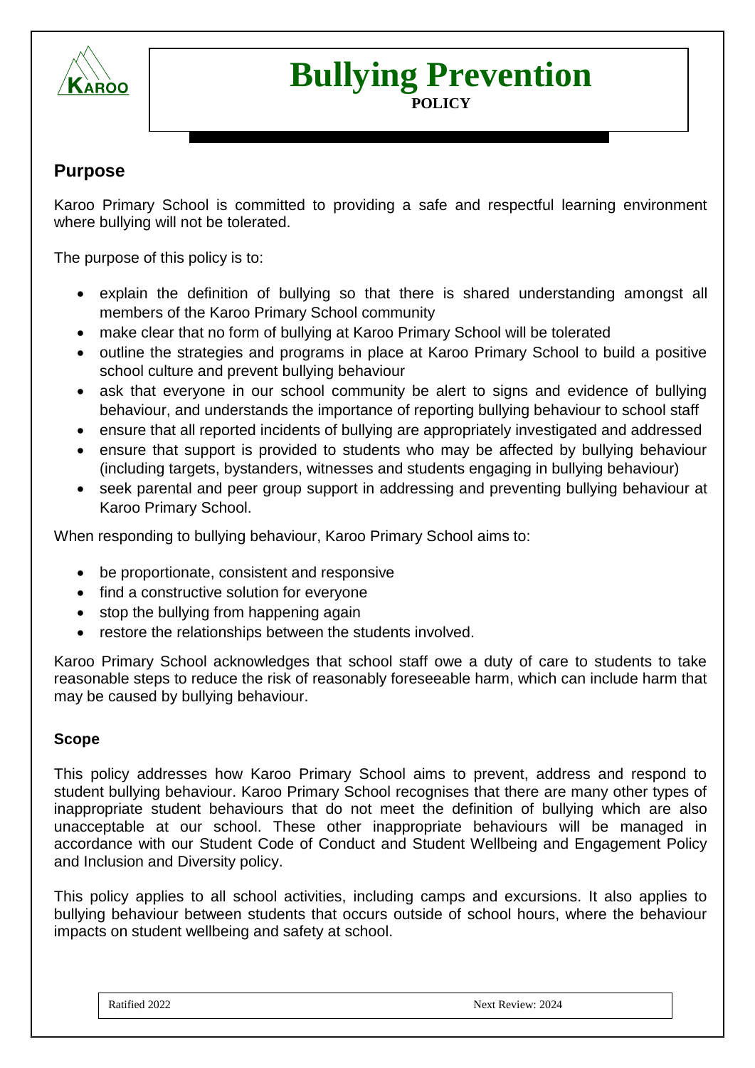# Bullying Prevention

**POLICY**

## Purpose

Karoo Primary School is committed to providing a safe and respectful learning environment where bullying will not be tolerated.

The purpose of this policy is to:

- explain the definition of bullying so that there is shared understanding amongst all members of the Karoo Primary School community
- make clear that no form of bullying at Karoo Primary School will be tolerated
- outline the strategies and programs in place at Karoo Primary School to build a positive school culture and prevent bullying behaviour
- ask that everyone in our school community be alert to signs and evidence of bullying behaviour, and understands the importance of reporting bullying behaviour to school staff
- ensure that all reported incidents of bullying are appropriately investigated and addressed
- ensure that support is provided to students who may be affected by bullying behaviour (including targets, bystanders, witnesses and students engaging in bullying behaviour)
- seek parental and peer group support in addressing and preventing bullying behaviour at Karoo Primary School.

When responding to bullying behaviour, Karoo Primary School aims to:

- be proportionate, consistent and responsive
- find a constructive solution for everyone
- stop the bullying from happening again
- restore the relationships between the students involved.

Karoo Primary School acknowledges that school staff owe a duty of care to students to take reasonable steps to reduce the risk of reasonably foreseeable harm, which can include harm that may be caused by bullying behaviour.

### Scope

This policy addresses how Karoo Primary School aims to prevent, address and respond to student bullying behaviour. Karoo Primary School recognises that there are many other types of inappropriate student behaviours that do not meet the definition of bullying which are also unacceptable at our school. These other inappropriate behaviours will be managed in accordance with our Student Code of Conduct and Student Wellbeing and Engagement Policy and Inclusion and Diversity policy.

This policy applies to all school activities, including camps and excursions. It also applies to bullying behaviour between students that occurs outside of school hours, where the behaviour impacts on student wellbeing and safety at school.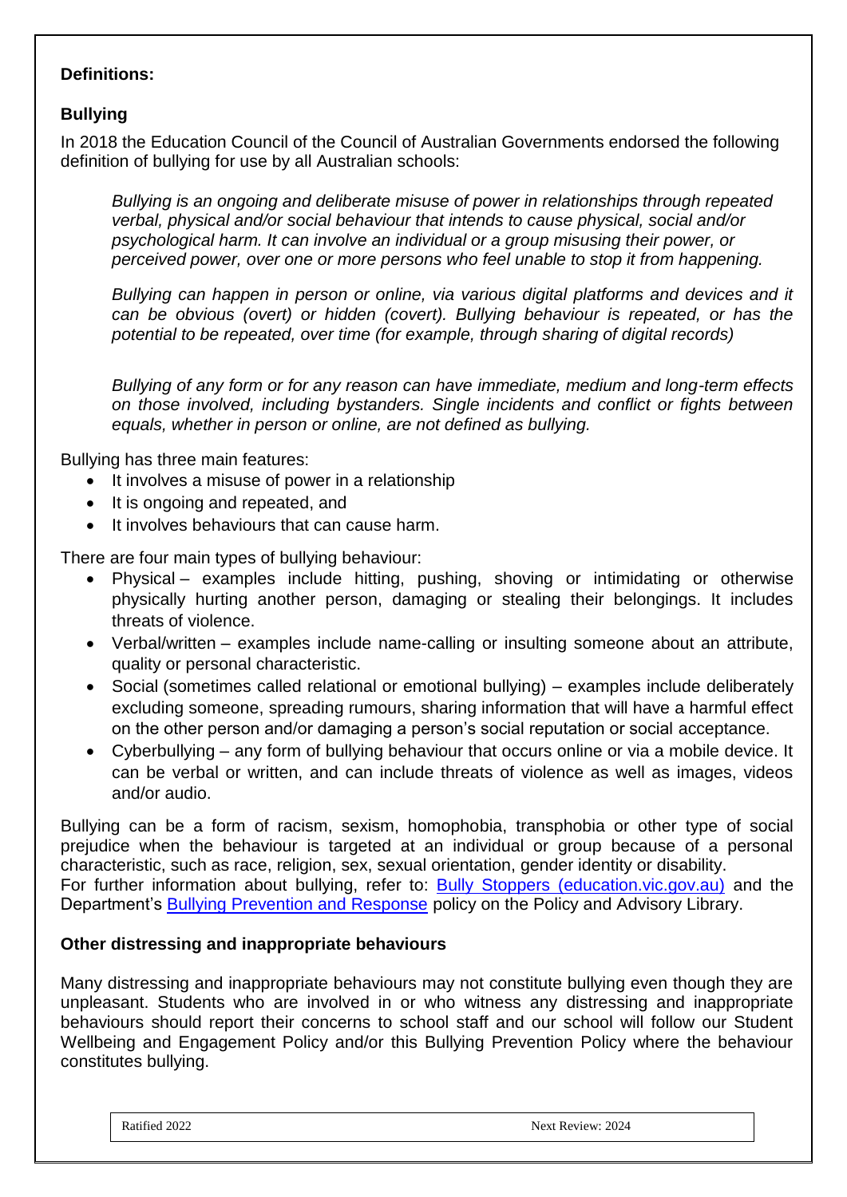**Definitions:**

**Bullying**

In 2018 the Education Council of the Council of Australian Governments endorsed the following definition of bullying for use by all Australian schools:

> *Bullying is an ongoing and deliberate misuse of power in relationships through repeated verbal, physical and/or social behaviour that intends to cause physical, social and/or psychological harm. It can involve an individual or a group misusing their power, or perceived power, over one or more persons who feel unable to stop it from happening.*
>
> *Bullying can happen in person or online, via various digital platforms and devices and it can be obvious (overt) or hidden (covert). Bullying behaviour is repeated, or has the potential to be repeated, over time (for example, through sharing of digital records)*
>
> *Bullying of any form or for any reason can have immediate, medium and long-term effects on those involved, including bystanders. Single incidents and conflict or fights between equals, whether in person or online, are not defined as bullying.*

Bullying has three main features:

- It involves a misuse of power in a relationship
- It is ongoing and repeated, and
- It involves behaviours that can cause harm.

There are four main types of bullying behaviour:

- Physical – examples include hitting, pushing, shoving or intimidating or otherwise physically hurting another person, damaging or stealing their belongings. It includes threats of violence.
- Verbal/written – examples include name-calling or insulting someone about an attribute, quality or personal characteristic.
- Social (sometimes called relational or emotional bullying) – examples include deliberately excluding someone, spreading rumours, sharing information that will have a harmful effect on the other person and/or damaging a person's social reputation or social acceptance.
- Cyberbullying – any form of bullying behaviour that occurs online or via a mobile device. It can be verbal or written, and can include threats of violence as well as images, videos and/or audio.

Bullying can be a form of racism, sexism, homophobia, transphobia or other type of social prejudice when the behaviour is targeted at an individual or group because of a personal characteristic, such as race, religion, sex, sexual orientation, gender identity or disability.
For further information about bullying, refer to: Bully Stoppers (education.vic.gov.au) and the Department's Bullying Prevention and Response policy on the Policy and Advisory Library.

**Other distressing and inappropriate behaviours**

Many distressing and inappropriate behaviours may not constitute bullying even though they are unpleasant. Students who are involved in or who witness any distressing and inappropriate behaviours should report their concerns to school staff and our school will follow our Student Wellbeing and Engagement Policy and/or this Bullying Prevention Policy where the behaviour constitutes bullying.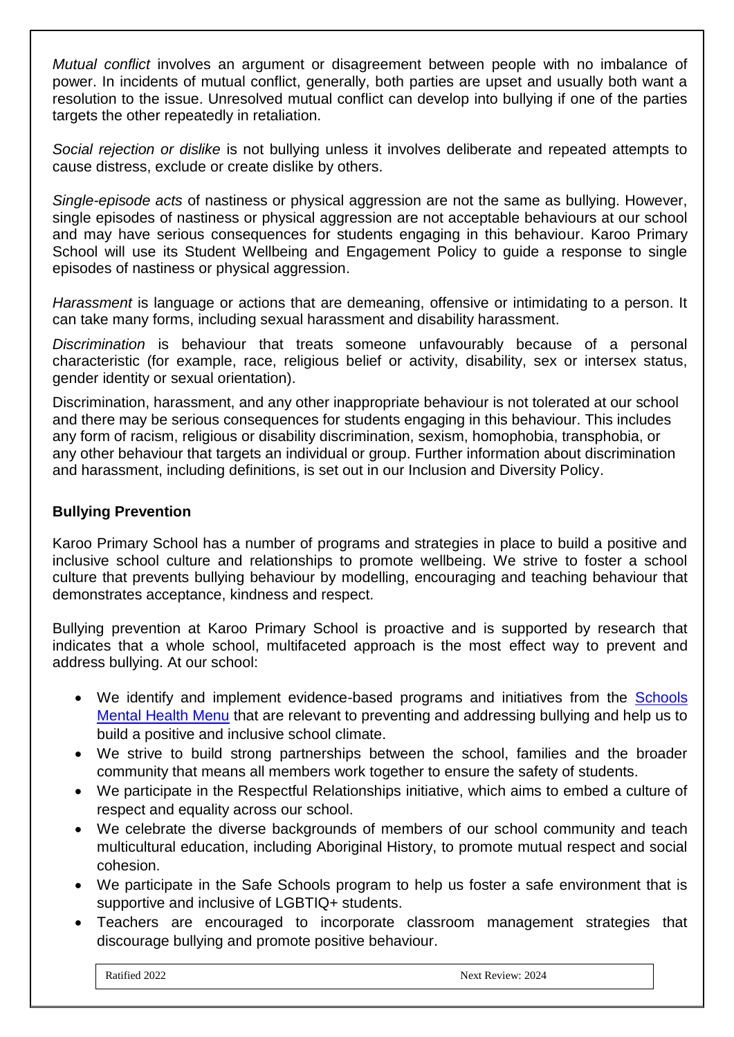*Mutual conflict* involves an argument or disagreement between people with no imbalance of power. In incidents of mutual conflict, generally, both parties are upset and usually both want a resolution to the issue. Unresolved mutual conflict can develop into bullying if one of the parties targets the other repeatedly in retaliation.

*Social rejection or dislike* is not bullying unless it involves deliberate and repeated attempts to cause distress, exclude or create dislike by others.

*Single-episode acts* of nastiness or physical aggression are not the same as bullying. However, single episodes of nastiness or physical aggression are not acceptable behaviours at our school and may have serious consequences for students engaging in this behaviour. Karoo Primary School will use its Student Wellbeing and Engagement Policy to guide a response to single episodes of nastiness or physical aggression.

*Harassment* is language or actions that are demeaning, offensive or intimidating to a person. It can take many forms, including sexual harassment and disability harassment.

*Discrimination* is behaviour that treats someone unfavourably because of a personal characteristic (for example, race, religious belief or activity, disability, sex or intersex status, gender identity or sexual orientation).

Discrimination, harassment, and any other inappropriate behaviour is not tolerated at our school and there may be serious consequences for students engaging in this behaviour. This includes any form of racism, religious or disability discrimination, sexism, homophobia, transphobia, or any other behaviour that targets an individual or group. Further information about discrimination and harassment, including definitions, is set out in our Inclusion and Diversity Policy.

**Bullying Prevention**

Karoo Primary School has a number of programs and strategies in place to build a positive and inclusive school culture and relationships to promote wellbeing. We strive to foster a school culture that prevents bullying behaviour by modelling, encouraging and teaching behaviour that demonstrates acceptance, kindness and respect.

Bullying prevention at Karoo Primary School is proactive and is supported by research that indicates that a whole school, multifaceted approach is the most effect way to prevent and address bullying. At our school:

- We identify and implement evidence-based programs and initiatives from the Schools Mental Health Menu that are relevant to preventing and addressing bullying and help us to build a positive and inclusive school climate.
- We strive to build strong partnerships between the school, families and the broader community that means all members work together to ensure the safety of students.
- We participate in the Respectful Relationships initiative, which aims to embed a culture of respect and equality across our school.
- We celebrate the diverse backgrounds of members of our school community and teach multicultural education, including Aboriginal History, to promote mutual respect and social cohesion.
- We participate in the Safe Schools program to help us foster a safe environment that is supportive and inclusive of LGBTIQ+ students.
- Teachers are encouraged to incorporate classroom management strategies that discourage bullying and promote positive behaviour.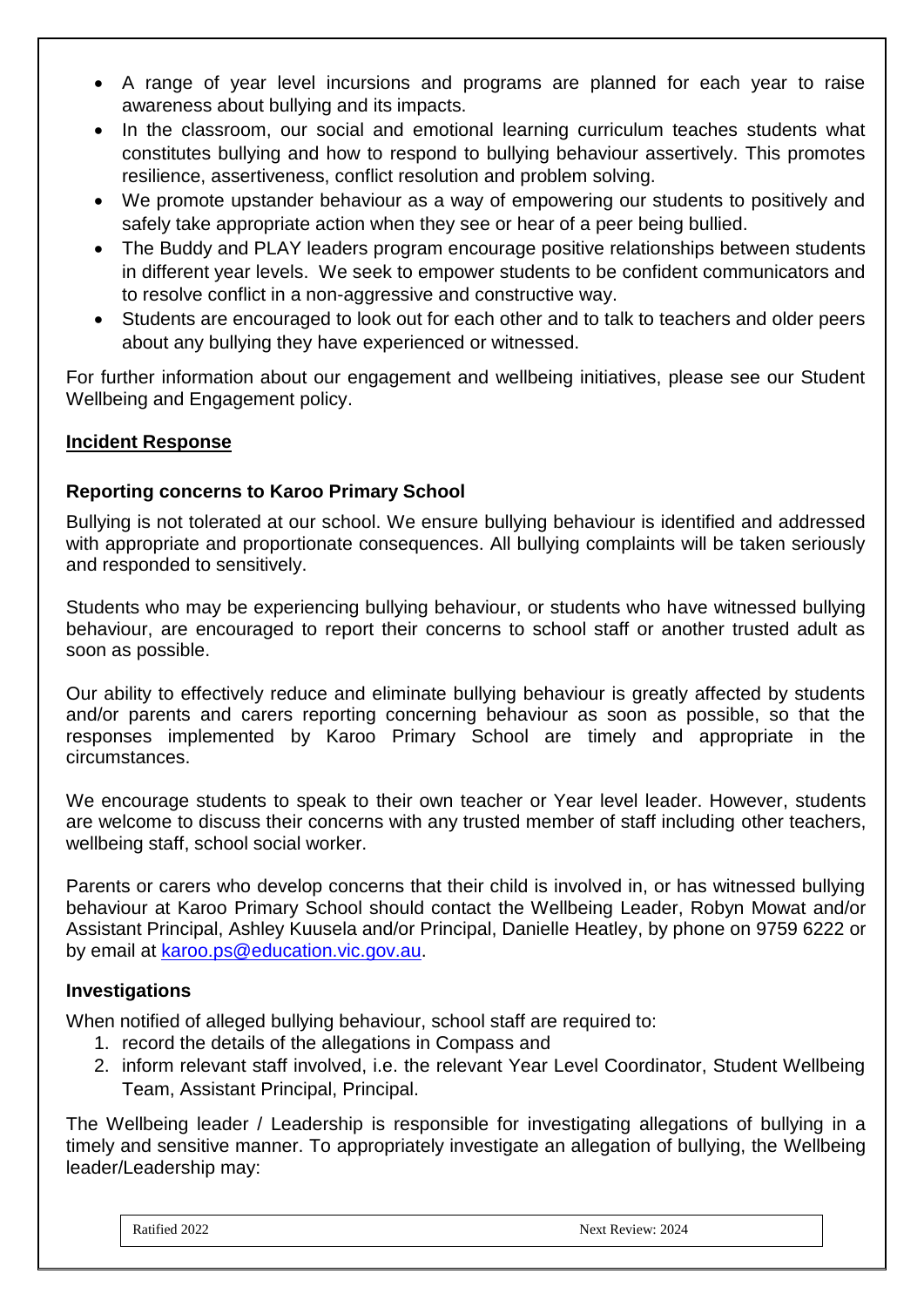- A range of year level incursions and programs are planned for each year to raise awareness about bullying and its impacts.
- In the classroom, our social and emotional learning curriculum teaches students what constitutes bullying and how to respond to bullying behaviour assertively. This promotes resilience, assertiveness, conflict resolution and problem solving.
- We promote upstander behaviour as a way of empowering our students to positively and safely take appropriate action when they see or hear of a peer being bullied.
- The Buddy and PLAY leaders program encourage positive relationships between students in different year levels. We seek to empower students to be confident communicators and to resolve conflict in a non-aggressive and constructive way.
- Students are encouraged to look out for each other and to talk to teachers and older peers about any bullying they have experienced or witnessed.

For further information about our engagement and wellbeing initiatives, please see our Student Wellbeing and Engagement policy.

## Incident Response

### Reporting concerns to Karoo Primary School

Bullying is not tolerated at our school. We ensure bullying behaviour is identified and addressed with appropriate and proportionate consequences. All bullying complaints will be taken seriously and responded to sensitively.

Students who may be experiencing bullying behaviour, or students who have witnessed bullying behaviour, are encouraged to report their concerns to school staff or another trusted adult as soon as possible.

Our ability to effectively reduce and eliminate bullying behaviour is greatly affected by students and/or parents and carers reporting concerning behaviour as soon as possible, so that the responses implemented by Karoo Primary School are timely and appropriate in the circumstances.

We encourage students to speak to their own teacher or Year level leader. However, students are welcome to discuss their concerns with any trusted member of staff including other teachers, wellbeing staff, school social worker.

Parents or carers who develop concerns that their child is involved in, or has witnessed bullying behaviour at Karoo Primary School should contact the Wellbeing Leader, Robyn Mowat and/or Assistant Principal, Ashley Kuusela and/or Principal, Danielle Heatley, by phone on 9759 6222 or by email at karoo.ps@education.vic.gov.au.

### Investigations

When notified of alleged bullying behaviour, school staff are required to:

1. record the details of the allegations in Compass and
2. inform relevant staff involved, i.e. the relevant Year Level Coordinator, Student Wellbeing Team, Assistant Principal, Principal.

The Wellbeing leader / Leadership is responsible for investigating allegations of bullying in a timely and sensitive manner. To appropriately investigate an allegation of bullying, the Wellbeing leader/Leadership may: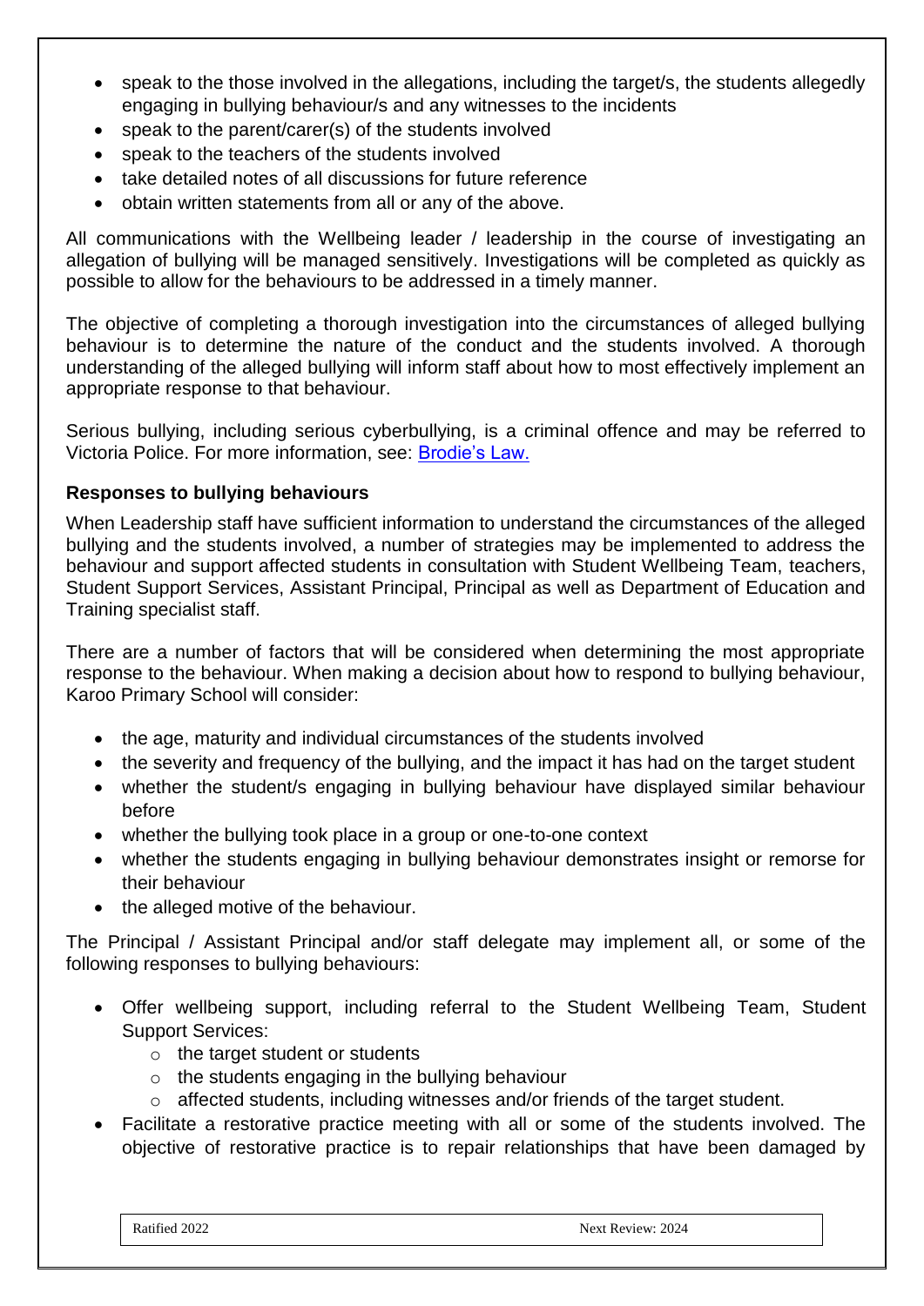- speak to the those involved in the allegations, including the target/s, the students allegedly engaging in bullying behaviour/s and any witnesses to the incidents
- speak to the parent/carer(s) of the students involved
- speak to the teachers of the students involved
- take detailed notes of all discussions for future reference
- obtain written statements from all or any of the above.

All communications with the Wellbeing leader / leadership in the course of investigating an allegation of bullying will be managed sensitively. Investigations will be completed as quickly as possible to allow for the behaviours to be addressed in a timely manner.

The objective of completing a thorough investigation into the circumstances of alleged bullying behaviour is to determine the nature of the conduct and the students involved. A thorough understanding of the alleged bullying will inform staff about how to most effectively implement an appropriate response to that behaviour.

Serious bullying, including serious cyberbullying, is a criminal offence and may be referred to Victoria Police. For more information, see: Brodie's Law.

**Responses to bullying behaviours**

When Leadership staff have sufficient information to understand the circumstances of the alleged bullying and the students involved, a number of strategies may be implemented to address the behaviour and support affected students in consultation with Student Wellbeing Team, teachers, Student Support Services, Assistant Principal, Principal as well as Department of Education and Training specialist staff.

There are a number of factors that will be considered when determining the most appropriate response to the behaviour. When making a decision about how to respond to bullying behaviour, Karoo Primary School will consider:

- the age, maturity and individual circumstances of the students involved
- the severity and frequency of the bullying, and the impact it has had on the target student
- whether the student/s engaging in bullying behaviour have displayed similar behaviour before
- whether the bullying took place in a group or one-to-one context
- whether the students engaging in bullying behaviour demonstrates insight or remorse for their behaviour
- the alleged motive of the behaviour.

The Principal / Assistant Principal and/or staff delegate may implement all, or some of the following responses to bullying behaviours:

- Offer wellbeing support, including referral to the Student Wellbeing Team, Student Support Services:
  - the target student or students
  - the students engaging in the bullying behaviour
  - affected students, including witnesses and/or friends of the target student.
- Facilitate a restorative practice meeting with all or some of the students involved. The objective of restorative practice is to repair relationships that have been damaged by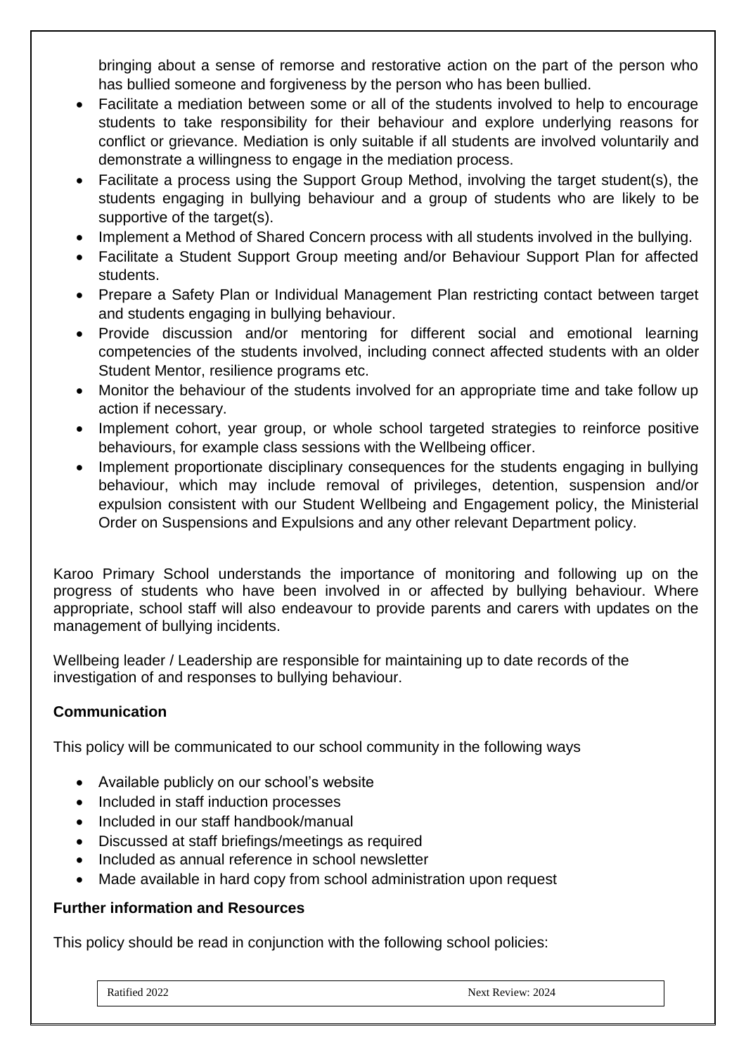bringing about a sense of remorse and restorative action on the part of the person who has bullied someone and forgiveness by the person who has been bullied.

- Facilitate a mediation between some or all of the students involved to help to encourage students to take responsibility for their behaviour and explore underlying reasons for conflict or grievance. Mediation is only suitable if all students are involved voluntarily and demonstrate a willingness to engage in the mediation process.
- Facilitate a process using the Support Group Method, involving the target student(s), the students engaging in bullying behaviour and a group of students who are likely to be supportive of the target(s).
- Implement a Method of Shared Concern process with all students involved in the bullying.
- Facilitate a Student Support Group meeting and/or Behaviour Support Plan for affected students.
- Prepare a Safety Plan or Individual Management Plan restricting contact between target and students engaging in bullying behaviour.
- Provide discussion and/or mentoring for different social and emotional learning competencies of the students involved, including connect affected students with an older Student Mentor, resilience programs etc.
- Monitor the behaviour of the students involved for an appropriate time and take follow up action if necessary.
- Implement cohort, year group, or whole school targeted strategies to reinforce positive behaviours, for example class sessions with the Wellbeing officer.
- Implement proportionate disciplinary consequences for the students engaging in bullying behaviour, which may include removal of privileges, detention, suspension and/or expulsion consistent with our Student Wellbeing and Engagement policy, the Ministerial Order on Suspensions and Expulsions and any other relevant Department policy.

Karoo Primary School understands the importance of monitoring and following up on the progress of students who have been involved in or affected by bullying behaviour. Where appropriate, school staff will also endeavour to provide parents and carers with updates on the management of bullying incidents.

Wellbeing leader / Leadership are responsible for maintaining up to date records of the investigation of and responses to bullying behaviour.

**Communication**

This policy will be communicated to our school community in the following ways

- Available publicly on our school's website
- Included in staff induction processes
- Included in our staff handbook/manual
- Discussed at staff briefings/meetings as required
- Included as annual reference in school newsletter
- Made available in hard copy from school administration upon request

**Further information and Resources**

This policy should be read in conjunction with the following school policies: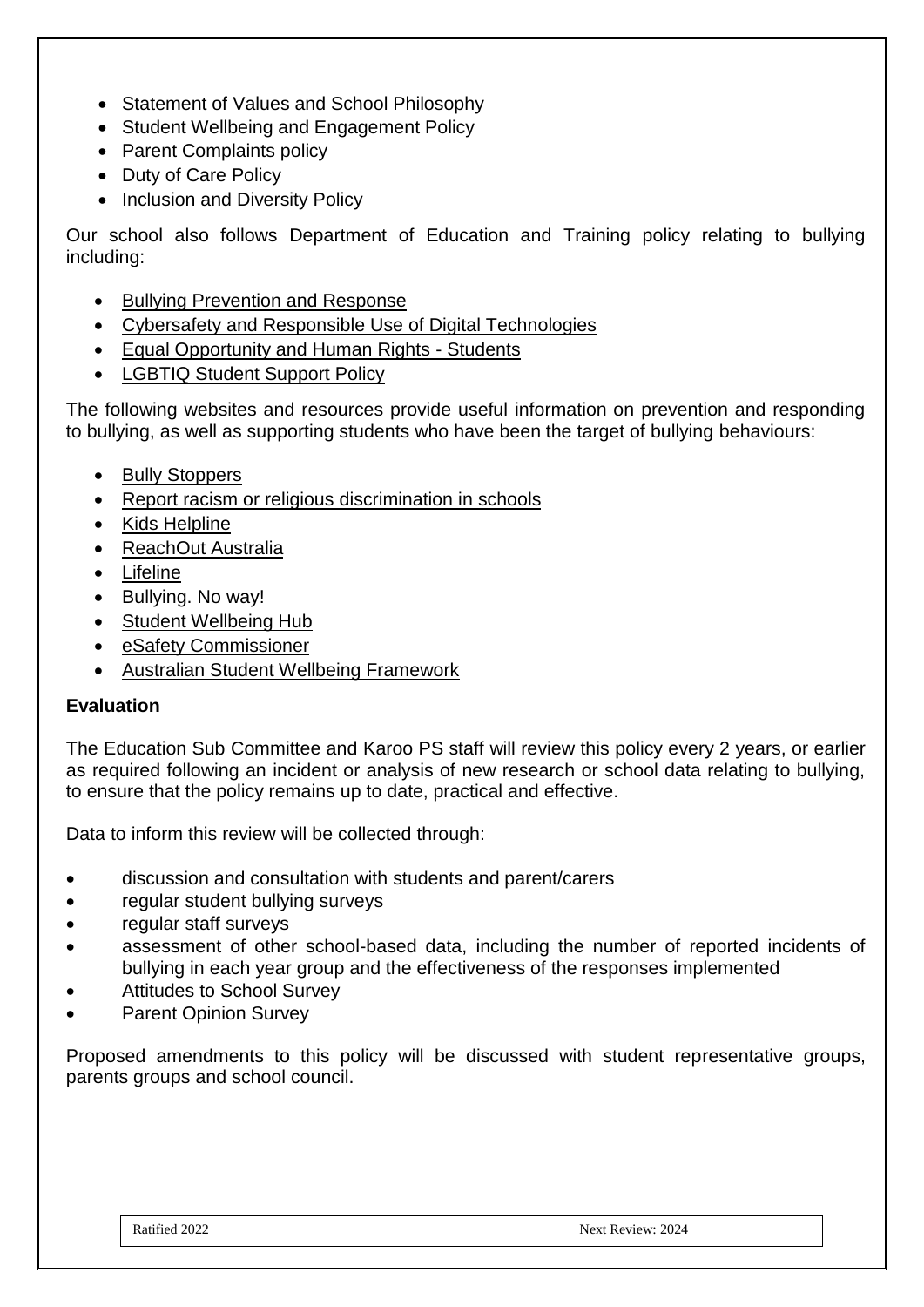- Statement of Values and School Philosophy
- Student Wellbeing and Engagement Policy
- Parent Complaints policy
- Duty of Care Policy
- Inclusion and Diversity Policy

Our school also follows Department of Education and Training policy relating to bullying including:

- Bullying Prevention and Response
- Cybersafety and Responsible Use of Digital Technologies
- Equal Opportunity and Human Rights - Students
- LGBTIQ Student Support Policy

The following websites and resources provide useful information on prevention and responding to bullying, as well as supporting students who have been the target of bullying behaviours:

- Bully Stoppers
- Report racism or religious discrimination in schools
- Kids Helpline
- ReachOut Australia
- Lifeline
- Bullying. No way!
- Student Wellbeing Hub
- eSafety Commissioner
- Australian Student Wellbeing Framework

**Evaluation**

The Education Sub Committee and Karoo PS staff will review this policy every 2 years, or earlier as required following an incident or analysis of new research or school data relating to bullying, to ensure that the policy remains up to date, practical and effective.

Data to inform this review will be collected through:

- discussion and consultation with students and parent/carers
- regular student bullying surveys
- regular staff surveys
- assessment of other school-based data, including the number of reported incidents of bullying in each year group and the effectiveness of the responses implemented
- Attitudes to School Survey
- Parent Opinion Survey

Proposed amendments to this policy will be discussed with student representative groups, parents groups and school council.

| | |
|---|---|
| Ratified 2022 | Next Review: 2024 |